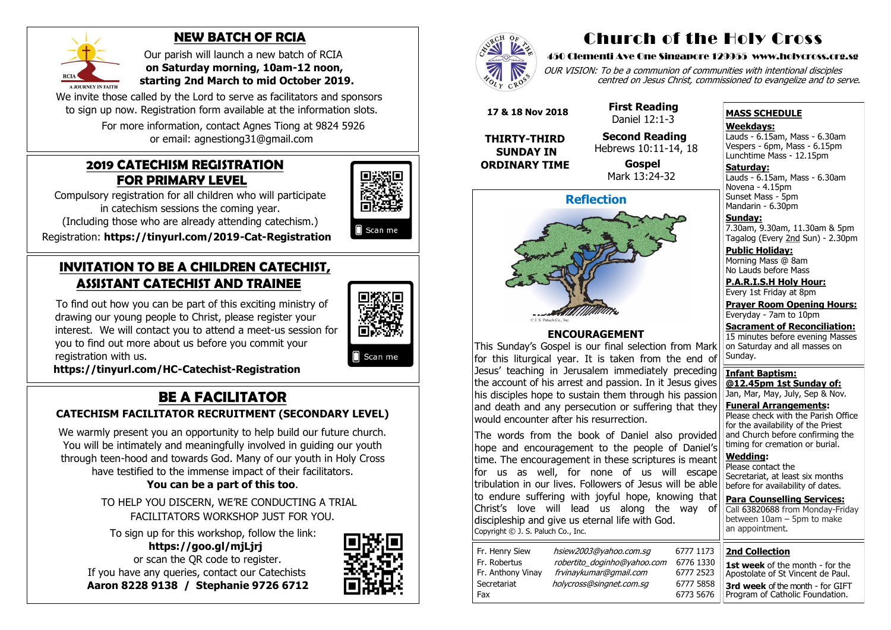# Church of the Holy Cross

**450 Clementi Ave One Singapore 129955 www.holycross.org.sg**

*OUR VISION: To be a communion of communities with intentional disciples centred on Jesus Christ, commissioned to evangelize and to serve.*

**17 & 18 Nov 2018**

**THIRTY-THIRD SUNDAY IN ORDINARY TIME**

**First Reading**
Daniel 12:1-3

**Second Reading**
Hebrews 10:11-14, 18

**Gospel**
Mark 13:24-32

## Reflection

© J. S. Paluch Co., Inc.

### ENCOURAGEMENT

This Sunday's Gospel is our final selection from Mark for this liturgical year. It is taken from the end of Jesus' teaching in Jerusalem immediately preceding the account of his arrest and passion. In it Jesus gives his disciples hope to sustain them through his passion and death and any persecution or suffering that they would encounter after his resurrection.

The words from the book of Daniel also provided hope and encouragement to the people of Daniel's time. The encouragement in these scriptures is meant for us as well, for none of us will escape tribulation in our lives. Followers of Jesus will be able to endure suffering with joyful hope, knowing that Christ's love will lead us along the way of discipleship and give us eternal life with God.

Copyright © J. S. Paluch Co., Inc.

| | | |
|---|---|---|
| Fr. Henry Siew | *hsiew2003@yahoo.com.sg* | 6777 1173 |
| Fr. Robertus | *robertito_doginho@yahoo.com* | 6776 1330 |
| Fr. Anthony Vinay | *frvinaykumar@gmail.com* | 6777 2523 |
| Secretariat | *holycross@singnet.com.sg* | 6777 5858 |
| Fax | | 6773 5676 |

## MASS SCHEDULE

**Weekdays:**
Lauds - 6.15am, Mass - 6.30am
Vespers - 6pm, Mass - 6.15pm
Lunchtime Mass - 12.15pm

**Saturday:**
Lauds - 6.15am, Mass - 6.30am
Novena - 4.15pm
Sunset Mass - 5pm
Mandarin - 6.30pm

**Sunday:**
7.30am, 9.30am, 11.30am & 5pm
Tagalog (Every 2nd Sun) - 2.30pm

**Public Holiday:**
Morning Mass @ 8am
No Lauds before Mass

**P.A.R.I.S.H Holy Hour:**
Every 1st Friday at 8pm

**Prayer Room Opening Hours:**
Everyday - 7am to 10pm

**Sacrament of Reconciliation:**
15 minutes before evening Masses on Saturday and all masses on Sunday.

**Infant Baptism:**
**@12.45pm 1st Sunday of:**
Jan, Mar, May, July, Sep & Nov.

**Funeral Arrangements:**
Please check with the Parish Office for the availability of the Priest and Church before confirming the timing for cremation or burial.

**Wedding:**
Please contact the Secretariat, at least six months before for availability of dates.

**Para Counselling Services:**
Call 63820688 from Monday-Friday between 10am – 5pm to make an appointment.

## 2nd Collection

**1st week** of the month - for the Apostolate of St Vincent de Paul.

**3rd week** of the month - for GIFT Program of Catholic Foundation.

## NEW BATCH OF RCIA

Our parish will launch a new batch of RCIA **on Saturday morning, 10am-12 noon, starting 2nd March to mid October 2019.**

We invite those called by the Lord to serve as facilitators and sponsors to sign up now. Registration form available at the information slots.

For more information, contact Agnes Tiong at 9824 5926 or email: agnestiong31@gmail.com

## 2019 CATECHISM REGISTRATION FOR PRIMARY LEVEL

Compulsory registration for all children who will participate in catechism sessions the coming year.
(Including those who are already attending catechism.)

Registration: **https://tinyurl.com/2019-Cat-Registration**

Scan me

## INVITATION TO BE A CHILDREN CATECHIST, ASSISTANT CATECHIST AND TRAINEE

To find out how you can be part of this exciting ministry of drawing our young people to Christ, please register your interest. We will contact you to attend a meet-us session for you to find out more about us before you commit your registration with us.

**https://tinyurl.com/HC-Catechist-Registration**

Scan me

## BE A FACILITATOR

### CATECHISM FACILITATOR RECRUITMENT (SECONDARY LEVEL)

We warmly present you an opportunity to help build our future church. You will be intimately and meaningfully involved in guiding our youth through teen-hood and towards God. Many of our youth in Holy Cross have testified to the immense impact of their facilitators.

**You can be a part of this too**.

TO HELP YOU DISCERN, WE'RE CONDUCTING A TRIAL FACILITATORS WORKSHOP JUST FOR YOU.

To sign up for this workshop, follow the link:
**https://goo.gl/mjLjrj**
or scan the QR code to register.
If you have any queries, contact our Catechists
**Aaron 8228 9138 / Stephanie 9726 6712**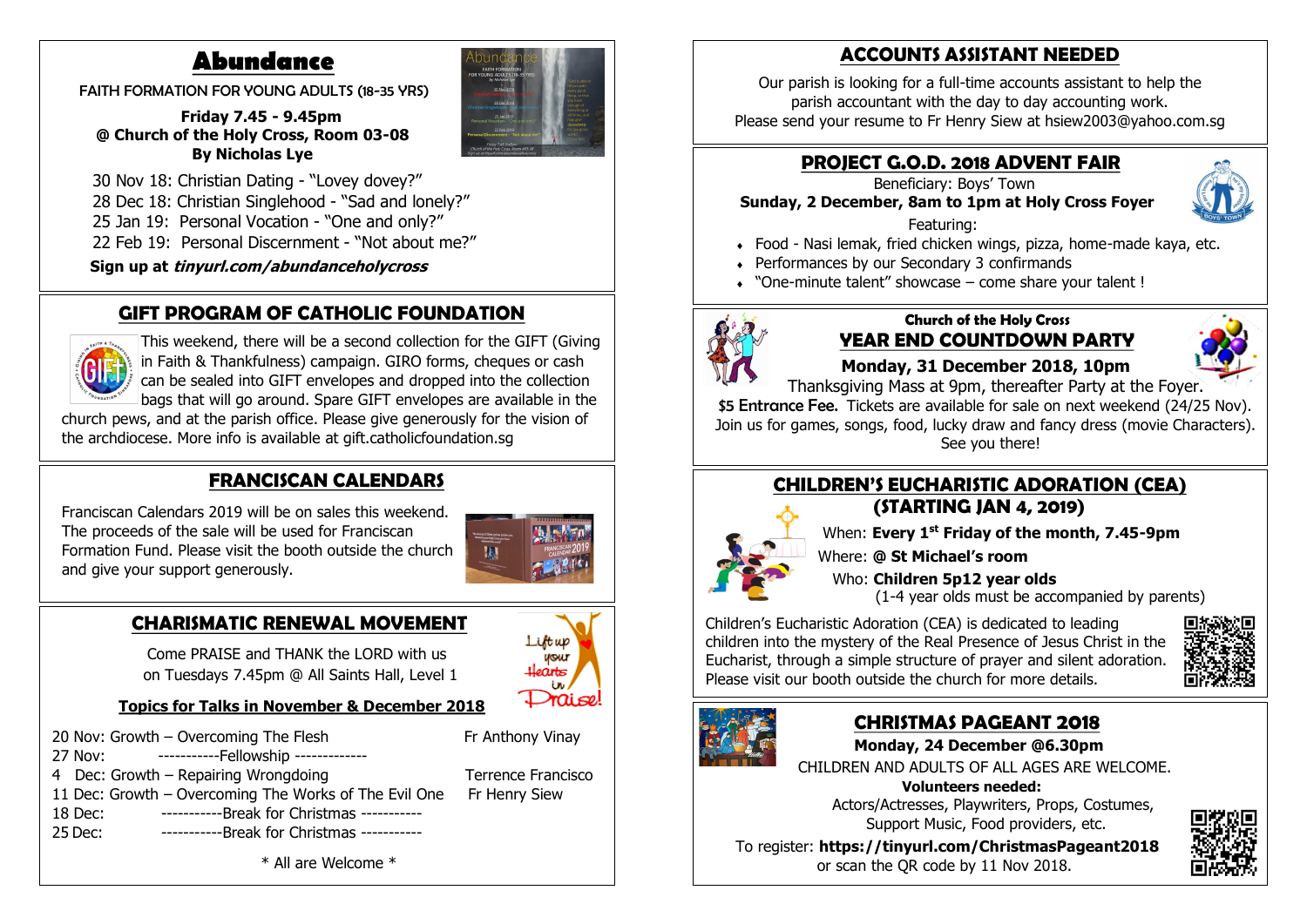## Abundance

FAITH FORMATION FOR YOUNG ADULTS (18-35 YRS)

**Friday 7.45 - 9.45pm**
**@ Church of the Holy Cross, Room 03-08**
**By Nicholas Lye**

30 Nov 18: Christian Dating - "Lovey dovey?"
28 Dec 18: Christian Singlehood - "Sad and lonely?"
25 Jan 19: Personal Vocation - "One and only?"
22 Feb 19: Personal Discernment - "Not about me?"

**Sign up at *tinyurl.com/abundanceholycross***

## GIFT PROGRAM OF CATHOLIC FOUNDATION

This weekend, there will be a second collection for the GIFT (Giving in Faith & Thankfulness) campaign. GIRO forms, cheques or cash can be sealed into GIFT envelopes and dropped into the collection bags that will go around. Spare GIFT envelopes are available in the church pews, and at the parish office. Please give generously for the vision of the archdiocese. More info is available at gift.catholicfoundation.sg

## FRANCISCAN CALENDARS

Franciscan Calendars 2019 will be on sales this weekend. The proceeds of the sale will be used for Franciscan Formation Fund. Please visit the booth outside the church and give your support generously.

## CHARISMATIC RENEWAL MOVEMENT

Come PRAISE and THANK the LORD with us on Tuesdays 7.45pm @ All Saints Hall, Level 1

**Topics for Talks in November & December 2018**

20 Nov: Growth – Overcoming The Flesh — Fr Anthony Vinay
27 Nov: -----------Fellowship -------------
4 Dec: Growth – Repairing Wrongdoing — Terrence Francisco
11 Dec: Growth – Overcoming The Works of The Evil One — Fr Henry Siew
18 Dec: -----------Break for Christmas -----------
25 Dec: -----------Break for Christmas -----------

\* All are Welcome \*

## ACCOUNTS ASSISTANT NEEDED

Our parish is looking for a full-time accounts assistant to help the parish accountant with the day to day accounting work.
Please send your resume to Fr Henry Siew at hsiew2003@yahoo.com.sg

## PROJECT G.O.D. 2018 ADVENT FAIR

Beneficiary: Boys' Town
**Sunday, 2 December, 8am to 1pm at Holy Cross Foyer**
Featuring:

- Food - Nasi lemak, fried chicken wings, pizza, home-made kaya, etc.
- Performances by our Secondary 3 confirmands
- "One-minute talent" showcase – come share your talent !

**Church of the Holy Cross**
## YEAR END COUNTDOWN PARTY

**Monday, 31 December 2018, 10pm**
Thanksgiving Mass at 9pm, thereafter Party at the Foyer.
$5 Entrance Fee. Tickets are available for sale on next weekend (24/25 Nov).
Join us for games, songs, food, lucky draw and fancy dress (movie Characters).
See you there!

## CHILDREN'S EUCHARISTIC ADORATION (CEA) (STARTING JAN 4, 2019)

When: **Every 1st Friday of the month, 7.45-9pm**
Where: **@ St Michael's room**
Who: **Children 5p12 year olds**
(1-4 year olds must be accompanied by parents)

Children's Eucharistic Adoration (CEA) is dedicated to leading children into the mystery of the Real Presence of Jesus Christ in the Eucharist, through a simple structure of prayer and silent adoration. Please visit our booth outside the church for more details.

## CHRISTMAS PAGEANT 2018

**Monday, 24 December @6.30pm**
CHILDREN AND ADULTS OF ALL AGES ARE WELCOME.
**Volunteers needed:**
Actors/Actresses, Playwriters, Props, Costumes, Support Music, Food providers, etc.
To register: **https://tinyurl.com/ChristmasPageant2018**
or scan the QR code by 11 Nov 2018.